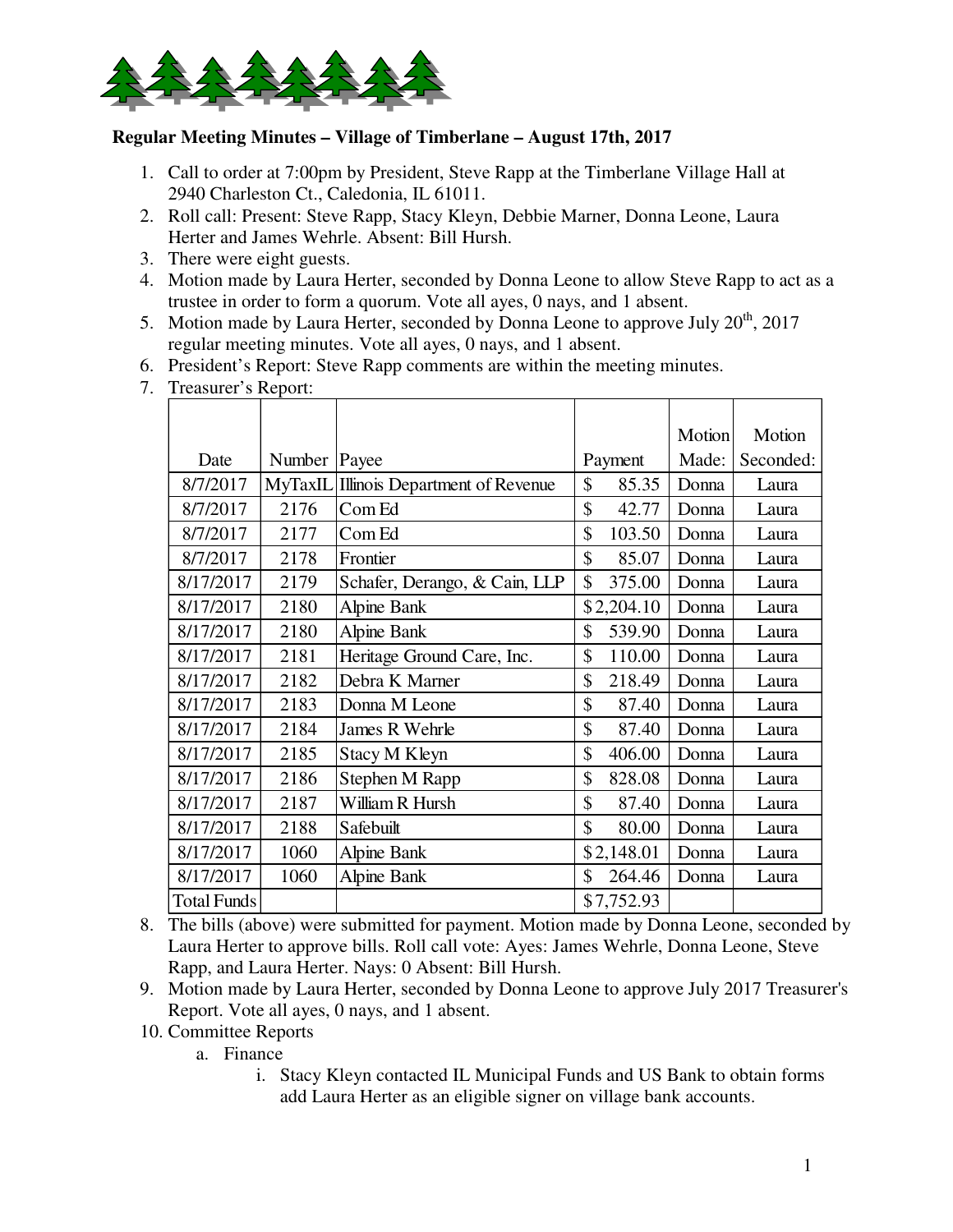**Regular Meeting Minutes – Village of Timberlane – August 17th, 2017**

1. Call to order at 7:00pm by President, Steve Rapp at the Timberlane Village Hall at 2940 Charleston Ct., Caledonia, IL 61011.
2. Roll call: Present: Steve Rapp, Stacy Kleyn, Debbie Marner, Donna Leone, Laura Herter and James Wehrle. Absent: Bill Hursh.
3. There were eight guests.
4. Motion made by Laura Herter, seconded by Donna Leone to allow Steve Rapp to act as a trustee in order to form a quorum. Vote all ayes, 0 nays, and 1 absent.
5. Motion made by Laura Herter, seconded by Donna Leone to approve July 20th, 2017 regular meeting minutes. Vote all ayes, 0 nays, and 1 absent.
6. President's Report: Steve Rapp comments are within the meeting minutes.
7. Treasurer's Report:

| Date | Number | Payee | Payment | Motion Made: | Motion Seconded: |
|---|---|---|---|---|---|
| 8/7/2017 | MyTaxIL | Illinois Department of Revenue | $ 85.35 | Donna | Laura |
| 8/7/2017 | 2176 | Com Ed | $ 42.77 | Donna | Laura |
| 8/7/2017 | 2177 | Com Ed | $ 103.50 | Donna | Laura |
| 8/7/2017 | 2178 | Frontier | $ 85.07 | Donna | Laura |
| 8/17/2017 | 2179 | Schafer, Derango, & Cain, LLP | $ 375.00 | Donna | Laura |
| 8/17/2017 | 2180 | Alpine Bank | $2,204.10 | Donna | Laura |
| 8/17/2017 | 2180 | Alpine Bank | $ 539.90 | Donna | Laura |
| 8/17/2017 | 2181 | Heritage Ground Care, Inc. | $ 110.00 | Donna | Laura |
| 8/17/2017 | 2182 | Debra K Marner | $ 218.49 | Donna | Laura |
| 8/17/2017 | 2183 | Donna M Leone | $ 87.40 | Donna | Laura |
| 8/17/2017 | 2184 | James R Wehrle | $ 87.40 | Donna | Laura |
| 8/17/2017 | 2185 | Stacy M Kleyn | $ 406.00 | Donna | Laura |
| 8/17/2017 | 2186 | Stephen M Rapp | $ 828.08 | Donna | Laura |
| 8/17/2017 | 2187 | William R Hursh | $ 87.40 | Donna | Laura |
| 8/17/2017 | 2188 | Safebuilt | $ 80.00 | Donna | Laura |
| 8/17/2017 | 1060 | Alpine Bank | $2,148.01 | Donna | Laura |
| 8/17/2017 | 1060 | Alpine Bank | $ 264.46 | Donna | Laura |
| Total Funds | | | $7,752.93 | | |

8. The bills (above) were submitted for payment. Motion made by Donna Leone, seconded by Laura Herter to approve bills. Roll call vote: Ayes: James Wehrle, Donna Leone, Steve Rapp, and Laura Herter. Nays: 0 Absent: Bill Hursh.
9. Motion made by Laura Herter, seconded by Donna Leone to approve July 2017 Treasurer's Report. Vote all ayes, 0 nays, and 1 absent.
10. Committee Reports
    a. Finance
        i. Stacy Kleyn contacted IL Municipal Funds and US Bank to obtain forms add Laura Herter as an eligible signer on village bank accounts.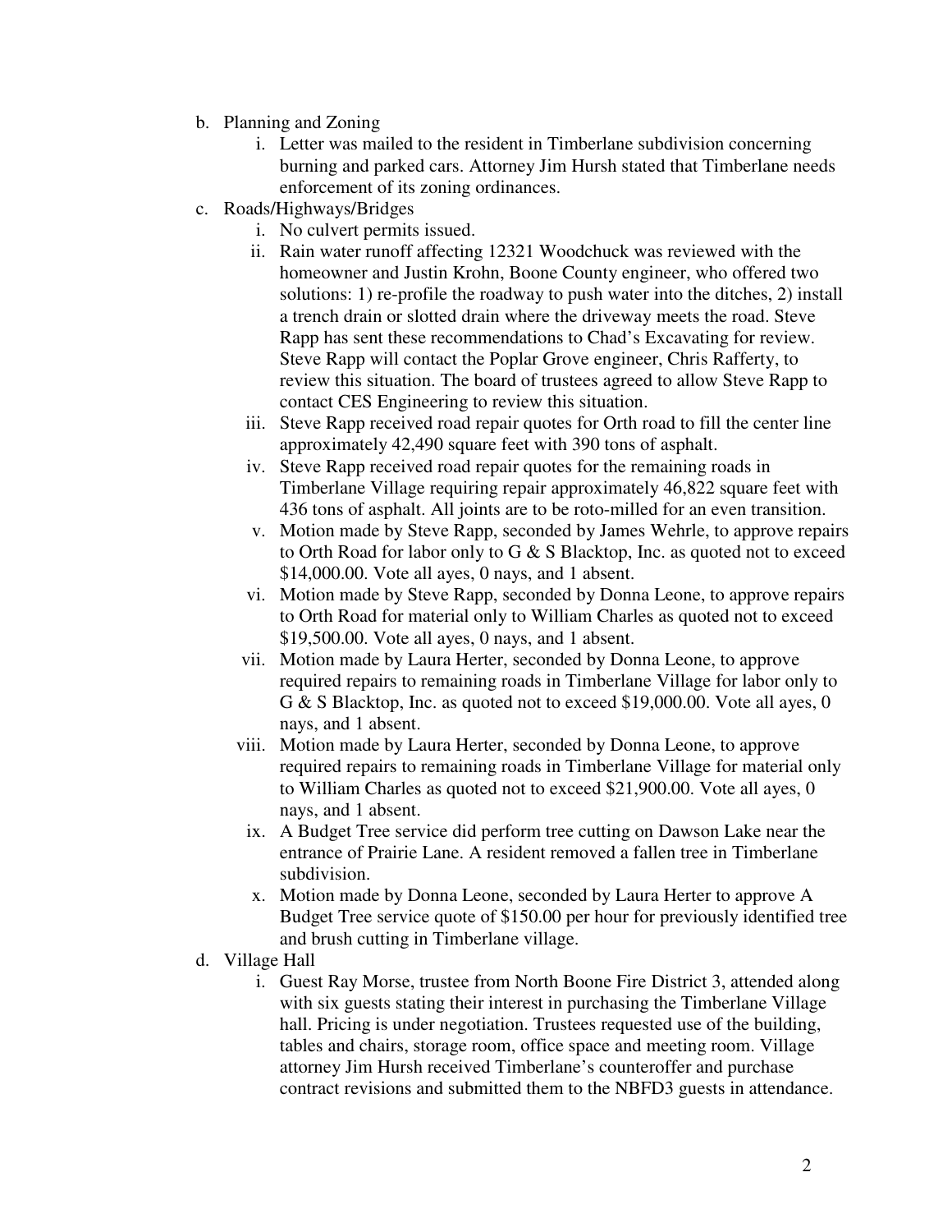b. Planning and Zoning
    i. Letter was mailed to the resident in Timberlane subdivision concerning burning and parked cars. Attorney Jim Hursh stated that Timberlane needs enforcement of its zoning ordinances.
c. Roads/Highways/Bridges
    i. No culvert permits issued.
    ii. Rain water runoff affecting 12321 Woodchuck was reviewed with the homeowner and Justin Krohn, Boone County engineer, who offered two solutions: 1) re-profile the roadway to push water into the ditches, 2) install a trench drain or slotted drain where the driveway meets the road. Steve Rapp has sent these recommendations to Chad's Excavating for review. Steve Rapp will contact the Poplar Grove engineer, Chris Rafferty, to review this situation. The board of trustees agreed to allow Steve Rapp to contact CES Engineering to review this situation.
    iii. Steve Rapp received road repair quotes for Orth road to fill the center line approximately 42,490 square feet with 390 tons of asphalt.
    iv. Steve Rapp received road repair quotes for the remaining roads in Timberlane Village requiring repair approximately 46,822 square feet with 436 tons of asphalt. All joints are to be roto-milled for an even transition.
    v. Motion made by Steve Rapp, seconded by James Wehrle, to approve repairs to Orth Road for labor only to G & S Blacktop, Inc. as quoted not to exceed $14,000.00. Vote all ayes, 0 nays, and 1 absent.
    vi. Motion made by Steve Rapp, seconded by Donna Leone, to approve repairs to Orth Road for material only to William Charles as quoted not to exceed $19,500.00. Vote all ayes, 0 nays, and 1 absent.
    vii. Motion made by Laura Herter, seconded by Donna Leone, to approve required repairs to remaining roads in Timberlane Village for labor only to G & S Blacktop, Inc. as quoted not to exceed $19,000.00. Vote all ayes, 0 nays, and 1 absent.
    viii. Motion made by Laura Herter, seconded by Donna Leone, to approve required repairs to remaining roads in Timberlane Village for material only to William Charles as quoted not to exceed $21,900.00. Vote all ayes, 0 nays, and 1 absent.
    ix. A Budget Tree service did perform tree cutting on Dawson Lake near the entrance of Prairie Lane. A resident removed a fallen tree in Timberlane subdivision.
    x. Motion made by Donna Leone, seconded by Laura Herter to approve A Budget Tree service quote of $150.00 per hour for previously identified tree and brush cutting in Timberlane village.
d. Village Hall
    i. Guest Ray Morse, trustee from North Boone Fire District 3, attended along with six guests stating their interest in purchasing the Timberlane Village hall. Pricing is under negotiation. Trustees requested use of the building, tables and chairs, storage room, office space and meeting room. Village attorney Jim Hursh received Timberlane's counteroffer and purchase contract revisions and submitted them to the NBFD3 guests in attendance.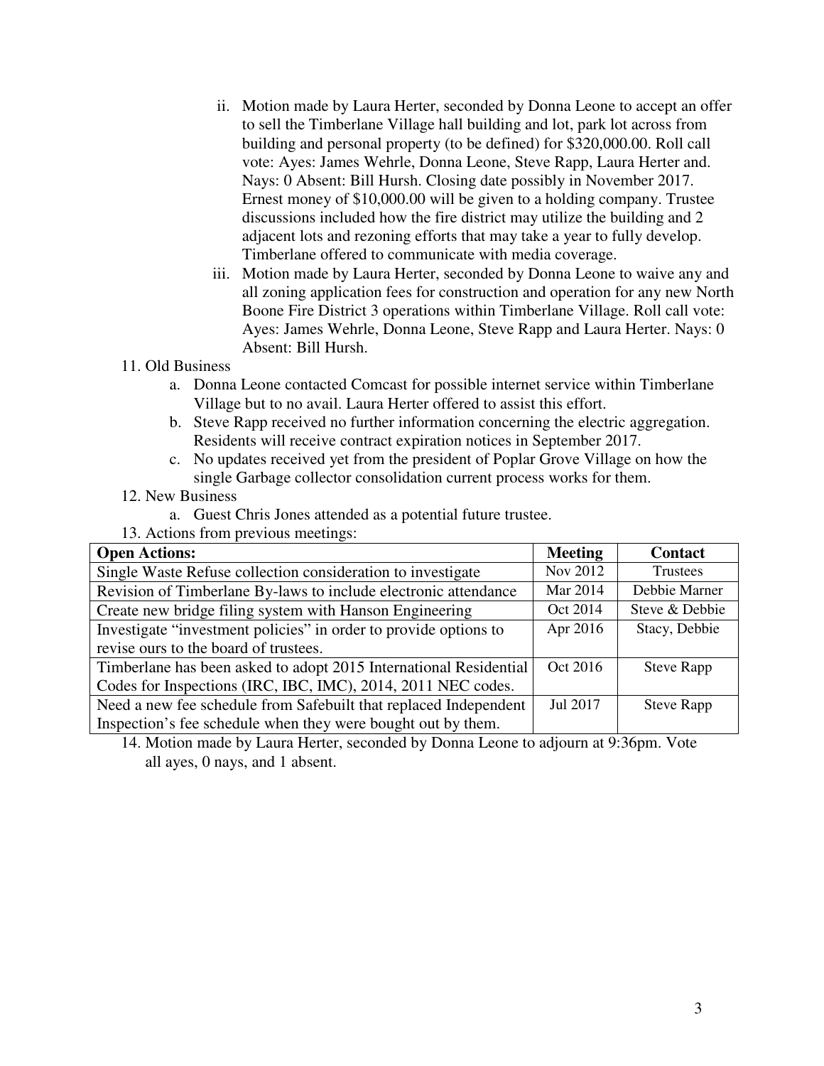ii. Motion made by Laura Herter, seconded by Donna Leone to accept an offer to sell the Timberlane Village hall building and lot, park lot across from building and personal property (to be defined) for $320,000.00. Roll call vote: Ayes: James Wehrle, Donna Leone, Steve Rapp, Laura Herter and. Nays: 0 Absent: Bill Hursh. Closing date possibly in November 2017. Ernest money of $10,000.00 will be given to a holding company. Trustee discussions included how the fire district may utilize the building and 2 adjacent lots and rezoning efforts that may take a year to fully develop. Timberlane offered to communicate with media coverage.

iii. Motion made by Laura Herter, seconded by Donna Leone to waive any and all zoning application fees for construction and operation for any new North Boone Fire District 3 operations within Timberlane Village. Roll call vote: Ayes: James Wehrle, Donna Leone, Steve Rapp and Laura Herter. Nays: 0 Absent: Bill Hursh.

11. Old Business
    a. Donna Leone contacted Comcast for possible internet service within Timberlane Village but to no avail. Laura Herter offered to assist this effort.
    b. Steve Rapp received no further information concerning the electric aggregation. Residents will receive contract expiration notices in September 2017.
    c. No updates received yet from the president of Poplar Grove Village on how the single Garbage collector consolidation current process works for them.
12. New Business
    a. Guest Chris Jones attended as a potential future trustee.
13. Actions from previous meetings:

| Open Actions: | Meeting | Contact |
|---|---|---|
| Single Waste Refuse collection consideration to investigate | Nov 2012 | Trustees |
| Revision of Timberlane By-laws to include electronic attendance | Mar 2014 | Debbie Marner |
| Create new bridge filing system with Hanson Engineering | Oct 2014 | Steve & Debbie |
| Investigate "investment policies" in order to provide options to revise ours to the board of trustees. | Apr 2016 | Stacy, Debbie |
| Timberlane has been asked to adopt 2015 International Residential Codes for Inspections (IRC, IBC, IMC), 2014, 2011 NEC codes. | Oct 2016 | Steve Rapp |
| Need a new fee schedule from Safebuilt that replaced Independent Inspection's fee schedule when they were bought out by them. | Jul 2017 | Steve Rapp |

14. Motion made by Laura Herter, seconded by Donna Leone to adjourn at 9:36pm. Vote all ayes, 0 nays, and 1 absent.